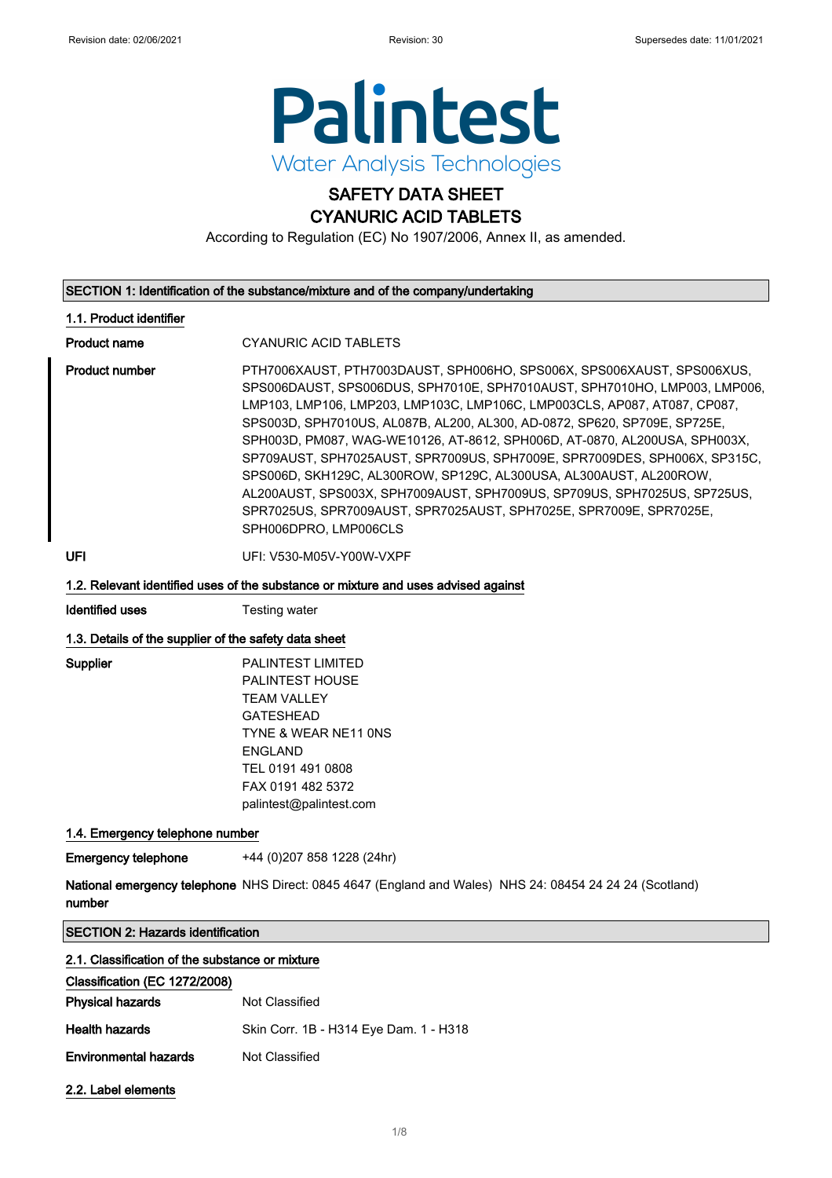Revision date: 02/06/2021 Revision: 30 Supersedes date: 11/01/2021

Palintest
Water Analysis Technologies

# SAFETY DATA SHEET
# CYANURIC ACID TABLETS

According to Regulation (EC) No 1907/2006, Annex II, as amended.

## SECTION 1: Identification of the substance/mixture and of the company/undertaking

### 1.1. Product identifier

**Product name** CYANURIC ACID TABLETS

**Product number** PTH7006XAUST, PTH7003DAUST, SPH006HO, SPS006X, SPS006XAUST, SPS006XUS, SPS006DAUST, SPS006DUS, SPH7010E, SPH7010AUST, SPH7010HO, LMP003, LMP006, LMP103, LMP106, LMP203, LMP103C, LMP106C, LMP003CLS, AP087, AT087, CP087, SPS003D, SPH7010US, AL087B, AL200, AL300, AD-0872, SP620, SP709E, SP725E, SPH003D, PM087, WAG-WE10126, AT-8612, SPH006D, AT-0870, AL200USA, SPH003X, SP709AUST, SPH7025AUST, SPR7009US, SPH7009E, SPR7009DES, SPH006X, SP315C, SPS006D, SKH129C, AL300ROW, SP129C, AL300USA, AL300AUST, AL200ROW, AL200AUST, SPS003X, SPH7009AUST, SPH7009US, SP709US, SPH7025US, SP725US, SPR7025US, SPR7009AUST, SPR7025AUST, SPH7025E, SPR7009E, SPR7025E, SPH006DPRO, LMP006CLS

**UFI** UFI: V530-M05V-Y00W-VXPF

### 1.2. Relevant identified uses of the substance or mixture and uses advised against

**Identified uses** Testing water

### 1.3. Details of the supplier of the safety data sheet

**Supplier**
PALINTEST LIMITED
PALINTEST HOUSE
TEAM VALLEY
GATESHEAD
TYNE & WEAR NE11 0NS
ENGLAND
TEL 0191 491 0808
FAX 0191 482 5372
palintest@palintest.com

### 1.4. Emergency telephone number

**Emergency telephone** +44 (0)207 858 1228 (24hr)

**National emergency telephone number** NHS Direct: 0845 4647 (England and Wales) NHS 24: 08454 24 24 24 (Scotland)

## SECTION 2: Hazards identification

### 2.1. Classification of the substance or mixture

**Classification (EC 1272/2008)**

**Physical hazards** Not Classified

**Health hazards** Skin Corr. 1B - H314 Eye Dam. 1 - H318

**Environmental hazards** Not Classified

### 2.2. Label elements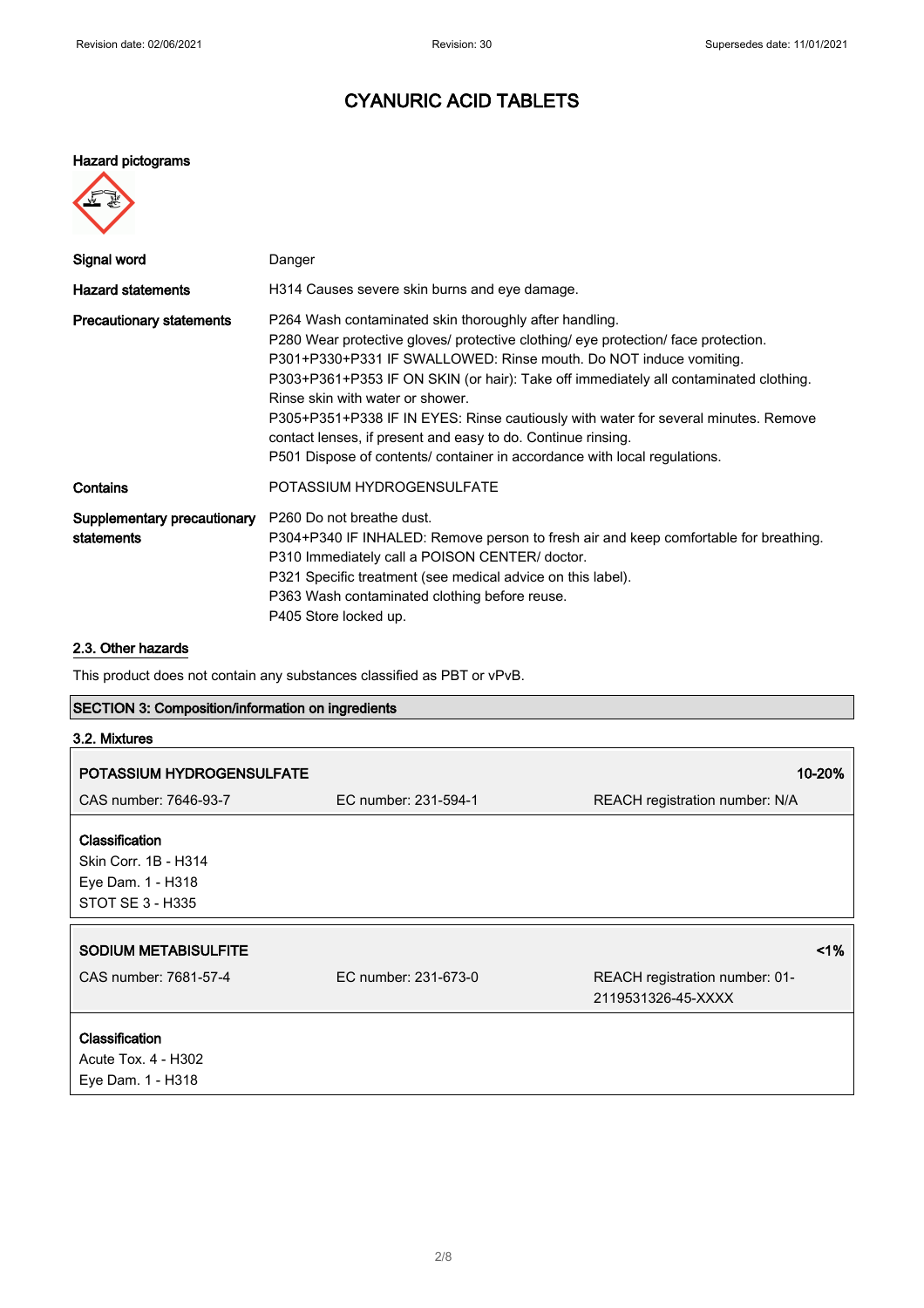# CYANURIC ACID TABLETS

**Hazard pictograms**

| | |
|---|---|
| **Signal word** | Danger |
| **Hazard statements** | H314 Causes severe skin burns and eye damage. |
| **Precautionary statements** | P264 Wash contaminated skin thoroughly after handling.<br>P280 Wear protective gloves/ protective clothing/ eye protection/ face protection.<br>P301+P330+P331 IF SWALLOWED: Rinse mouth. Do NOT induce vomiting.<br>P303+P361+P353 IF ON SKIN (or hair): Take off immediately all contaminated clothing. Rinse skin with water or shower.<br>P305+P351+P338 IF IN EYES: Rinse cautiously with water for several minutes. Remove contact lenses, if present and easy to do. Continue rinsing.<br>P501 Dispose of contents/ container in accordance with local regulations. |
| **Contains** | POTASSIUM HYDROGENSULFATE |
| **Supplementary precautionary statements** | P260 Do not breathe dust.<br>P304+P340 IF INHALED: Remove person to fresh air and keep comfortable for breathing.<br>P310 Immediately call a POISON CENTER/ doctor.<br>P321 Specific treatment (see medical advice on this label).<br>P363 Wash contaminated clothing before reuse.<br>P405 Store locked up. |

## 2.3. Other hazards

This product does not contain any substances classified as PBT or vPvB.

## SECTION 3: Composition/information on ingredients

### 3.2. Mixtures

| **POTASSIUM HYDROGENSULFATE** | | **10-20%** |
|---|---|---|
| CAS number: 7646-93-7 | EC number: 231-594-1 | REACH registration number: N/A |

**Classification**
Skin Corr. 1B - H314
Eye Dam. 1 - H318
STOT SE 3 - H335

| **SODIUM METABISULFITE** | | **<1%** |
|---|---|---|
| CAS number: 7681-57-4 | EC number: 231-673-0 | REACH registration number: 01-2119531326-45-XXXX |

**Classification**
Acute Tox. 4 - H302
Eye Dam. 1 - H318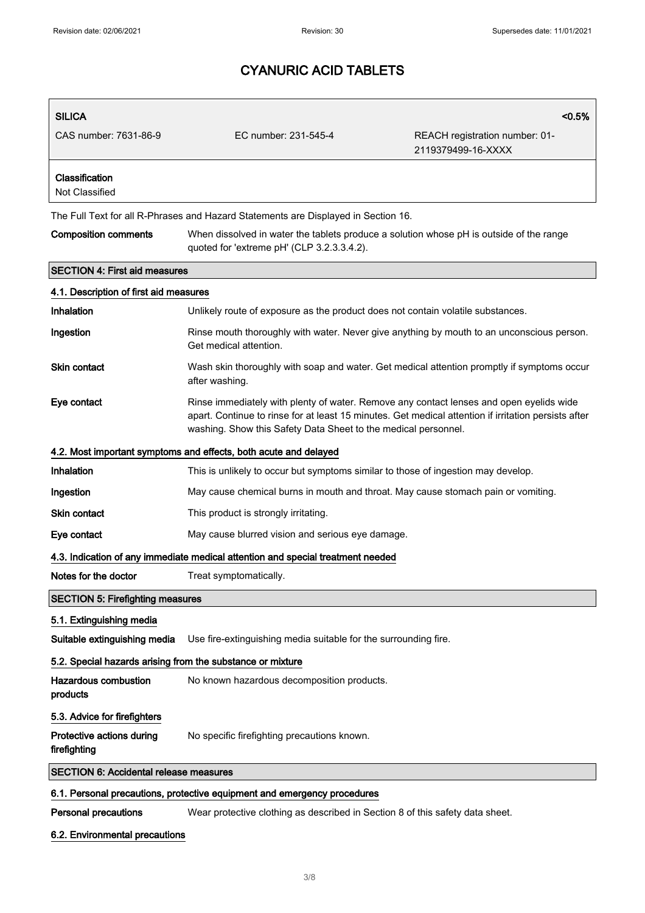| SILICA | | <0.5% |
|---|---|---|
| CAS number: 7631-86-9 | EC number: 231-545-4 | REACH registration number: 01-2119379499-16-XXXX |
| **Classification**<br>Not Classified | | |

The Full Text for all R-Phrases and Hazard Statements are Displayed in Section 16.

**Composition comments** When dissolved in water the tablets produce a solution whose pH is outside of the range quoted for 'extreme pH' (CLP 3.2.3.3.4.2).

## SECTION 4: First aid measures

### 4.1. Description of first aid measures

**Inhalation** Unlikely route of exposure as the product does not contain volatile substances.

**Ingestion** Rinse mouth thoroughly with water. Never give anything by mouth to an unconscious person. Get medical attention.

**Skin contact** Wash skin thoroughly with soap and water. Get medical attention promptly if symptoms occur after washing.

**Eye contact** Rinse immediately with plenty of water. Remove any contact lenses and open eyelids wide apart. Continue to rinse for at least 15 minutes. Get medical attention if irritation persists after washing. Show this Safety Data Sheet to the medical personnel.

### 4.2. Most important symptoms and effects, both acute and delayed

**Inhalation** This is unlikely to occur but symptoms similar to those of ingestion may develop.

**Ingestion** May cause chemical burns in mouth and throat. May cause stomach pain or vomiting.

**Skin contact** This product is strongly irritating.

**Eye contact** May cause blurred vision and serious eye damage.

### 4.3. Indication of any immediate medical attention and special treatment needed

**Notes for the doctor** Treat symptomatically.

## SECTION 5: Firefighting measures

### 5.1. Extinguishing media

**Suitable extinguishing media** Use fire-extinguishing media suitable for the surrounding fire.

### 5.2. Special hazards arising from the substance or mixture

**Hazardous combustion products** No known hazardous decomposition products.

### 5.3. Advice for firefighters

**Protective actions during firefighting** No specific firefighting precautions known.

## SECTION 6: Accidental release measures

### 6.1. Personal precautions, protective equipment and emergency procedures

**Personal precautions** Wear protective clothing as described in Section 8 of this safety data sheet.

### 6.2. Environmental precautions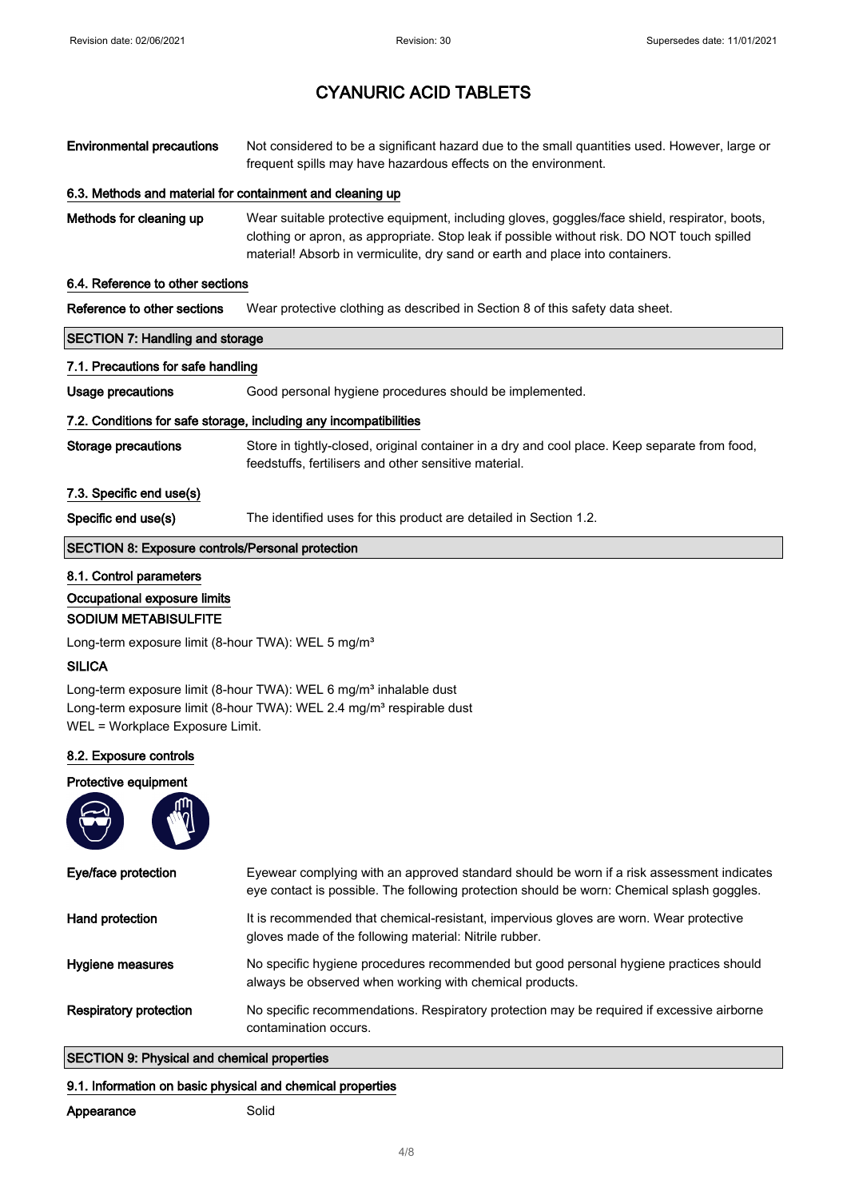# CYANURIC ACID TABLETS

| | |
|---|---|
| **Environmental precautions** | Not considered to be a significant hazard due to the small quantities used. However, large or frequent spills may have hazardous effects on the environment. |

### 6.3. Methods and material for containment and cleaning up

| | |
|---|---|
| **Methods for cleaning up** | Wear suitable protective equipment, including gloves, goggles/face shield, respirator, boots, clothing or apron, as appropriate. Stop leak if possible without risk. DO NOT touch spilled material! Absorb in vermiculite, dry sand or earth and place into containers. |

### 6.4. Reference to other sections

| | |
|---|---|
| **Reference to other sections** | Wear protective clothing as described in Section 8 of this safety data sheet. |

## SECTION 7: Handling and storage

### 7.1. Precautions for safe handling

| | |
|---|---|
| **Usage precautions** | Good personal hygiene procedures should be implemented. |

### 7.2. Conditions for safe storage, including any incompatibilities

| | |
|---|---|
| **Storage precautions** | Store in tightly-closed, original container in a dry and cool place. Keep separate from food, feedstuffs, fertilisers and other sensitive material. |

### 7.3. Specific end use(s)

| | |
|---|---|
| **Specific end use(s)** | The identified uses for this product are detailed in Section 1.2. |

## SECTION 8: Exposure controls/Personal protection

### 8.1. Control parameters

### Occupational exposure limits

**SODIUM METABISULFITE**

Long-term exposure limit (8-hour TWA): WEL 5 mg/m³

**SILICA**

Long-term exposure limit (8-hour TWA): WEL 6 mg/m³ inhalable dust
Long-term exposure limit (8-hour TWA): WEL 2.4 mg/m³ respirable dust
WEL = Workplace Exposure Limit.

### 8.2. Exposure controls

**Protective equipment**

| | |
|---|---|
| **Eye/face protection** | Eyewear complying with an approved standard should be worn if a risk assessment indicates eye contact is possible. The following protection should be worn: Chemical splash goggles. |
| **Hand protection** | It is recommended that chemical-resistant, impervious gloves are worn. Wear protective gloves made of the following material: Nitrile rubber. |
| **Hygiene measures** | No specific hygiene procedures recommended but good personal hygiene practices should always be observed when working with chemical products. |
| **Respiratory protection** | No specific recommendations. Respiratory protection may be required if excessive airborne contamination occurs. |

## SECTION 9: Physical and chemical properties

### 9.1. Information on basic physical and chemical properties

| | |
|---|---|
| **Appearance** | Solid |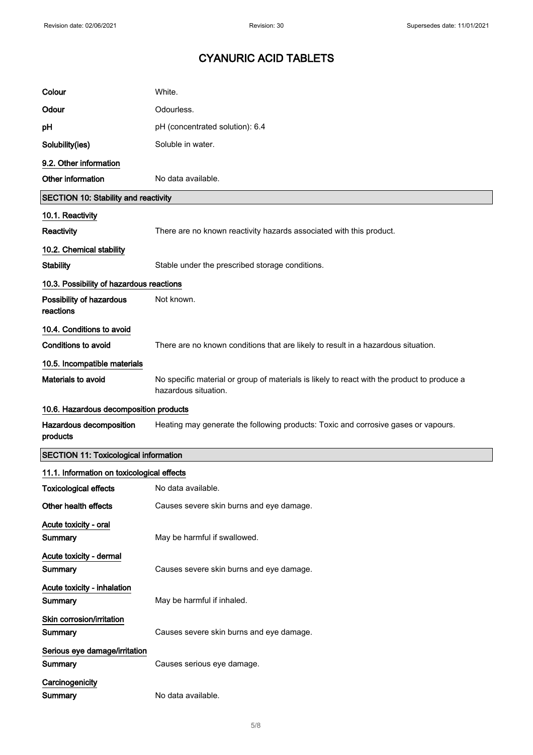# CYANURIC ACID TABLETS

| | |
|---|---|
| **Colour** | White. |
| **Odour** | Odourless. |
| **pH** | pH (concentrated solution): 6.4 |
| **Solubility(ies)** | Soluble in water. |

### 9.2. Other information

| | |
|---|---|
| **Other information** | No data available. |

## SECTION 10: Stability and reactivity

### 10.1. Reactivity

| | |
|---|---|
| **Reactivity** | There are no known reactivity hazards associated with this product. |

### 10.2. Chemical stability

| | |
|---|---|
| **Stability** | Stable under the prescribed storage conditions. |

### 10.3. Possibility of hazardous reactions

| | |
|---|---|
| **Possibility of hazardous reactions** | Not known. |

### 10.4. Conditions to avoid

| | |
|---|---|
| **Conditions to avoid** | There are no known conditions that are likely to result in a hazardous situation. |

### 10.5. Incompatible materials

| | |
|---|---|
| **Materials to avoid** | No specific material or group of materials is likely to react with the product to produce a hazardous situation. |

### 10.6. Hazardous decomposition products

| | |
|---|---|
| **Hazardous decomposition products** | Heating may generate the following products: Toxic and corrosive gases or vapours. |

## SECTION 11: Toxicological information

### 11.1. Information on toxicological effects

| | |
|---|---|
| **Toxicological effects** | No data available. |
| **Other health effects** | Causes severe skin burns and eye damage. |

**Acute toxicity - oral**

| | |
|---|---|
| **Summary** | May be harmful if swallowed. |

**Acute toxicity - dermal**

| | |
|---|---|
| **Summary** | Causes severe skin burns and eye damage. |

**Acute toxicity - inhalation**

| | |
|---|---|
| **Summary** | May be harmful if inhaled. |

**Skin corrosion/irritation**

| | |
|---|---|
| **Summary** | Causes severe skin burns and eye damage. |

**Serious eye damage/irritation**

| | |
|---|---|
| **Summary** | Causes serious eye damage. |

**Carcinogenicity**

| | |
|---|---|
| **Summary** | No data available. |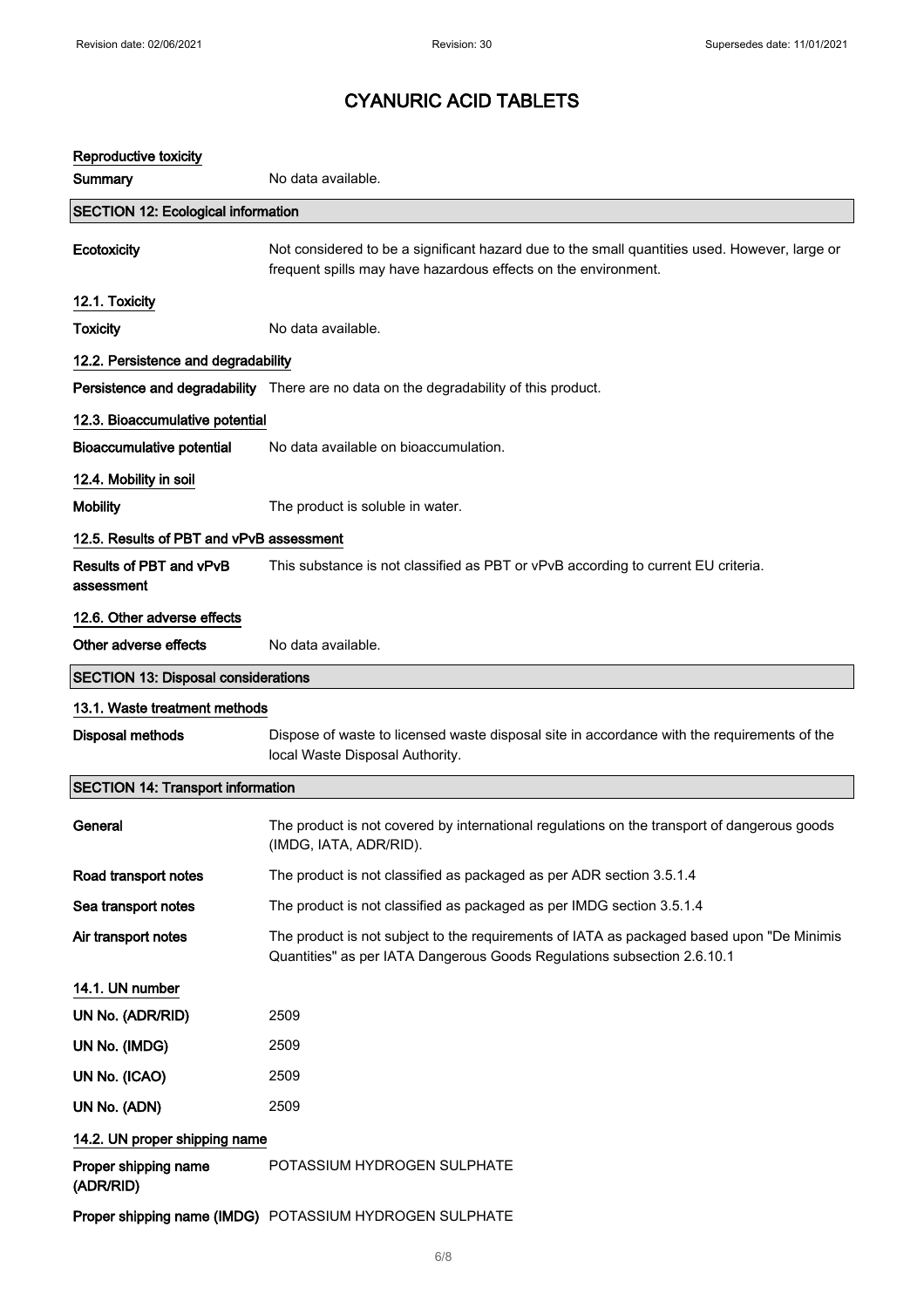# CYANURIC ACID TABLETS

### Reproductive toxicity

| | |
|---|---|
| **Summary** | No data available. |

## SECTION 12: Ecological information

| | |
|---|---|
| **Ecotoxicity** | Not considered to be a significant hazard due to the small quantities used. However, large or frequent spills may have hazardous effects on the environment. |

### 12.1. Toxicity

| | |
|---|---|
| **Toxicity** | No data available. |

### 12.2. Persistence and degradability

| | |
|---|---|
| **Persistence and degradability** | There are no data on the degradability of this product. |

### 12.3. Bioaccumulative potential

| | |
|---|---|
| **Bioaccumulative potential** | No data available on bioaccumulation. |

### 12.4. Mobility in soil

| | |
|---|---|
| **Mobility** | The product is soluble in water. |

### 12.5. Results of PBT and vPvB assessment

| | |
|---|---|
| **Results of PBT and vPvB assessment** | This substance is not classified as PBT or vPvB according to current EU criteria. |

### 12.6. Other adverse effects

| | |
|---|---|
| **Other adverse effects** | No data available. |

## SECTION 13: Disposal considerations

### 13.1. Waste treatment methods

| | |
|---|---|
| **Disposal methods** | Dispose of waste to licensed waste disposal site in accordance with the requirements of the local Waste Disposal Authority. |

## SECTION 14: Transport information

| | |
|---|---|
| **General** | The product is not covered by international regulations on the transport of dangerous goods (IMDG, IATA, ADR/RID). |
| **Road transport notes** | The product is not classified as packaged as per ADR section 3.5.1.4 |
| **Sea transport notes** | The product is not classified as packaged as per IMDG section 3.5.1.4 |
| **Air transport notes** | The product is not subject to the requirements of IATA as packaged based upon "De Minimis Quantities" as per IATA Dangerous Goods Regulations subsection 2.6.10.1 |

### 14.1. UN number

| | |
|---|---|
| **UN No. (ADR/RID)** | 2509 |
| **UN No. (IMDG)** | 2509 |
| **UN No. (ICAO)** | 2509 |
| **UN No. (ADN)** | 2509 |

### 14.2. UN proper shipping name

| | |
|---|---|
| **Proper shipping name (ADR/RID)** | POTASSIUM HYDROGEN SULPHATE |
| **Proper shipping name (IMDG)** | POTASSIUM HYDROGEN SULPHATE |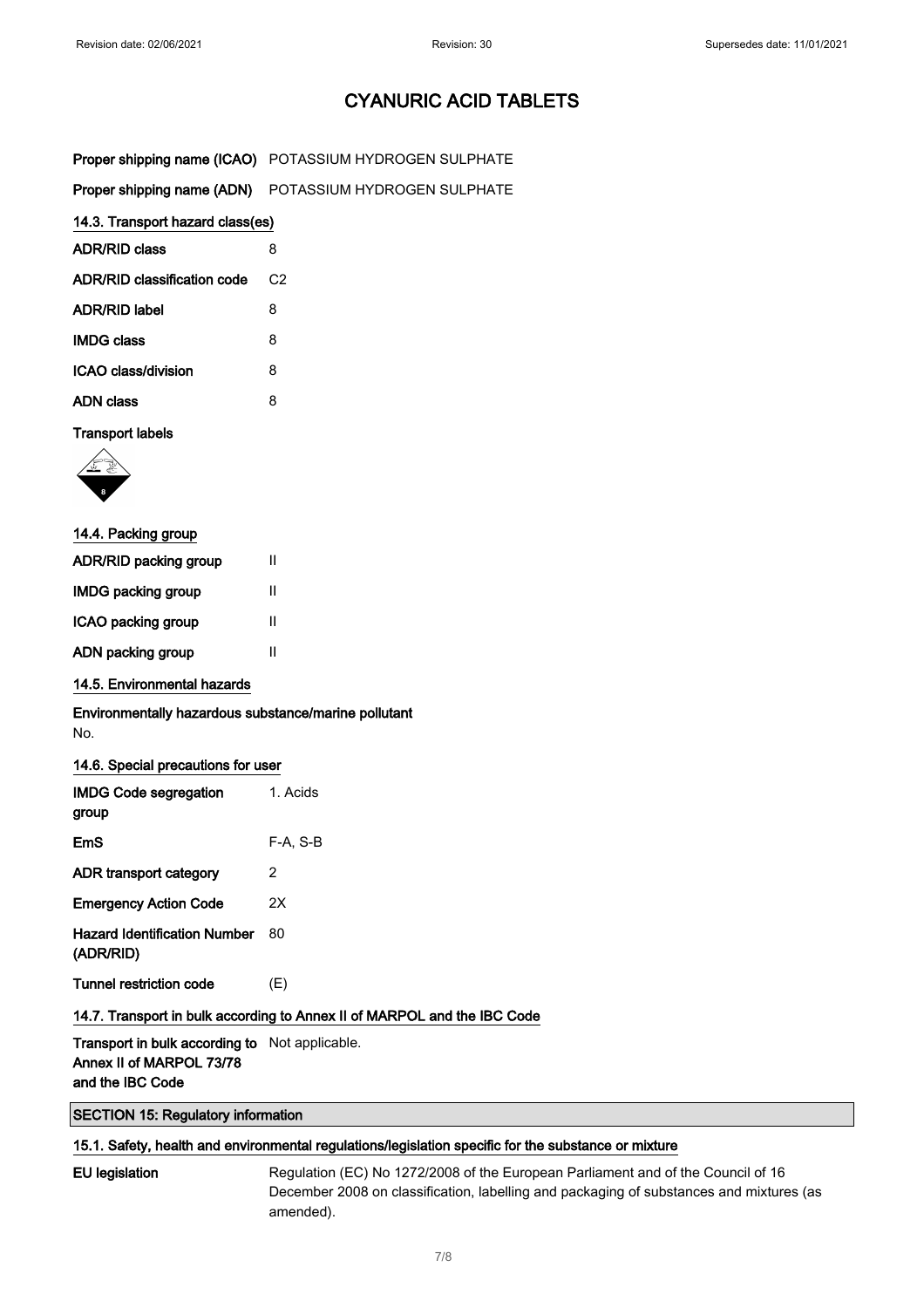# CYANURIC ACID TABLETS

| | |
|---|---|
| **Proper shipping name (ICAO)** | POTASSIUM HYDROGEN SULPHATE |
| **Proper shipping name (ADN)** | POTASSIUM HYDROGEN SULPHATE |

### 14.3. Transport hazard class(es)

| | |
|---|---|
| **ADR/RID class** | 8 |
| **ADR/RID classification code** | C2 |
| **ADR/RID label** | 8 |
| **IMDG class** | 8 |
| **ICAO class/division** | 8 |
| **ADN class** | 8 |

**Transport labels**

### 14.4. Packing group

| | |
|---|---|
| **ADR/RID packing group** | II |
| **IMDG packing group** | II |
| **ICAO packing group** | II |
| **ADN packing group** | II |

### 14.5. Environmental hazards

**Environmentally hazardous substance/marine pollutant**

No.

### 14.6. Special precautions for user

| | |
|---|---|
| **IMDG Code segregation group** | 1. Acids |
| **EmS** | F-A, S-B |
| **ADR transport category** | 2 |
| **Emergency Action Code** | 2X |
| **Hazard Identification Number (ADR/RID)** | 80 |
| **Tunnel restriction code** | (E) |

### 14.7. Transport in bulk according to Annex II of MARPOL and the IBC Code

| | |
|---|---|
| **Transport in bulk according to Annex II of MARPOL 73/78 and the IBC Code** | Not applicable. |

## SECTION 15: Regulatory information

### 15.1. Safety, health and environmental regulations/legislation specific for the substance or mixture

| | |
|---|---|
| **EU legislation** | Regulation (EC) No 1272/2008 of the European Parliament and of the Council of 16 December 2008 on classification, labelling and packaging of substances and mixtures (as amended). |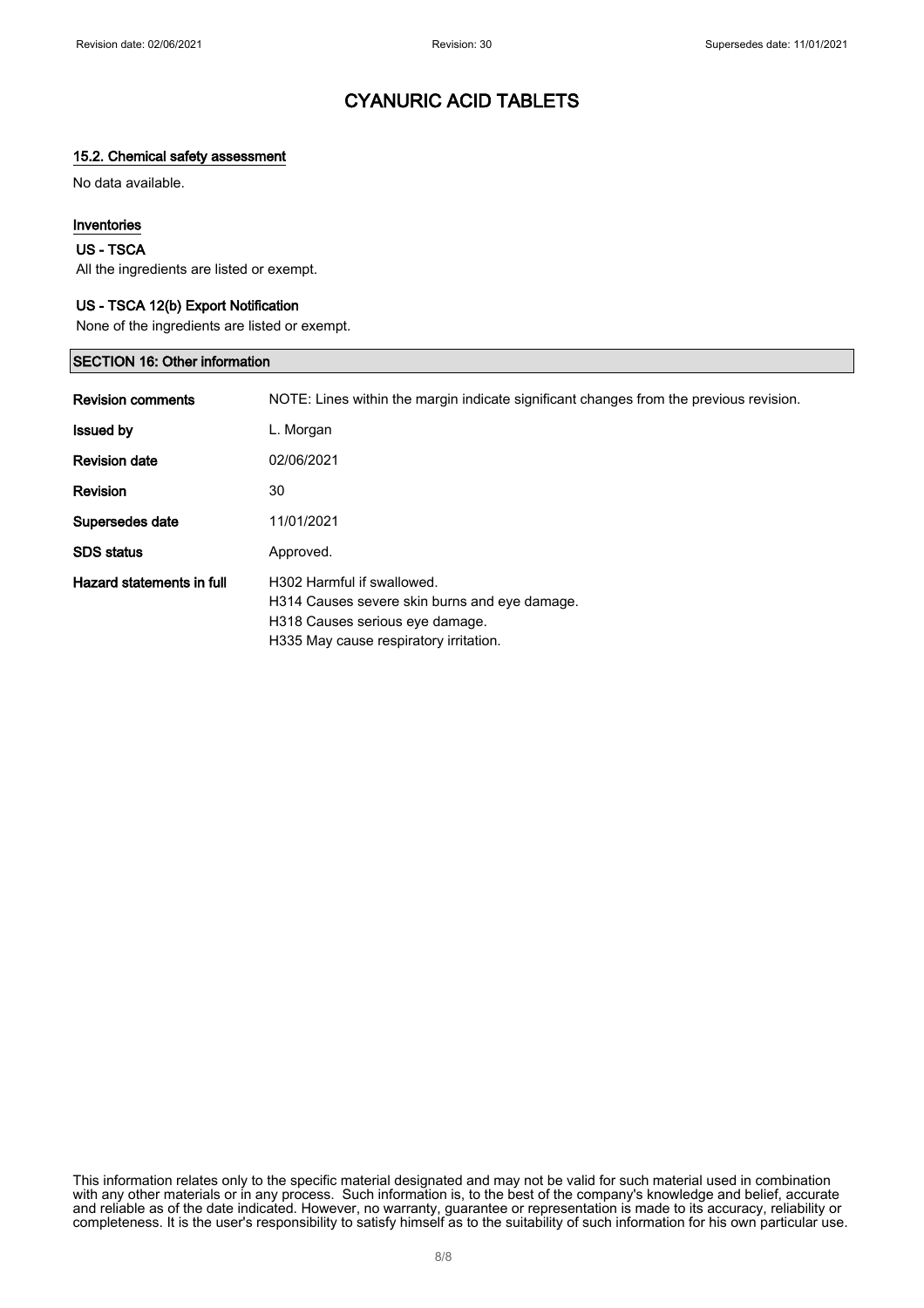# CYANURIC ACID TABLETS

### 15.2. Chemical safety assessment

No data available.

### Inventories

**US - TSCA**

All the ingredients are listed or exempt.

**US - TSCA 12(b) Export Notification**

None of the ingredients are listed or exempt.

## SECTION 16: Other information

| | |
|---|---|
| **Revision comments** | NOTE: Lines within the margin indicate significant changes from the previous revision. |
| **Issued by** | L. Morgan |
| **Revision date** | 02/06/2021 |
| **Revision** | 30 |
| **Supersedes date** | 11/01/2021 |
| **SDS status** | Approved. |
| **Hazard statements in full** | H302 Harmful if swallowed.<br>H314 Causes severe skin burns and eye damage.<br>H318 Causes serious eye damage.<br>H335 May cause respiratory irritation. |

This information relates only to the specific material designated and may not be valid for such material used in combination with any other materials or in any process. Such information is, to the best of the company's knowledge and belief, accurate and reliable as of the date indicated. However, no warranty, guarantee or representation is made to its accuracy, reliability or completeness. It is the user's responsibility to satisfy himself as to the suitability of such information for his own particular use.